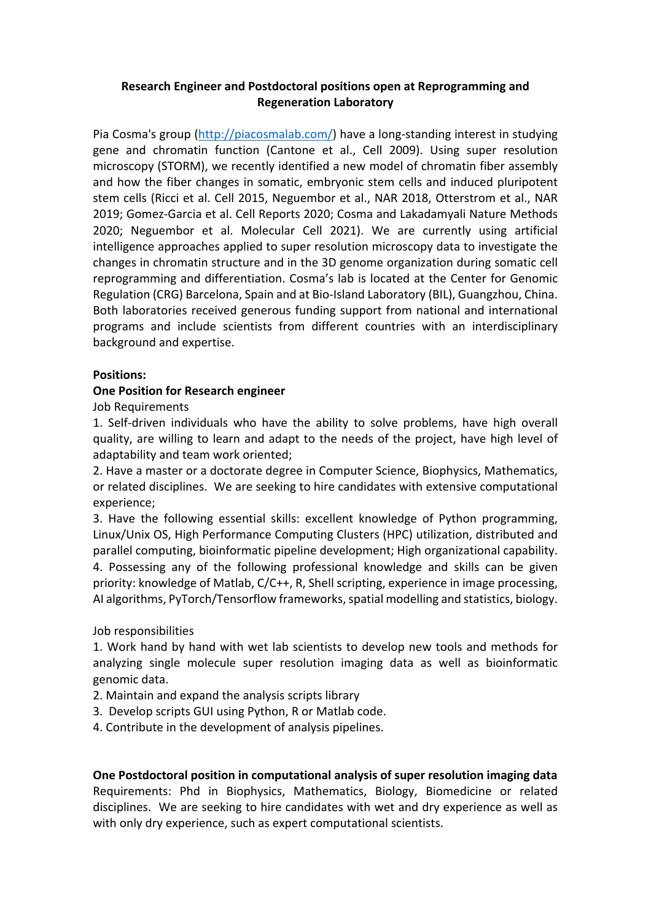**Research Engineer and Postdoctoral positions open at Reprogramming and Regeneration Laboratory**

Pia Cosma's group (http://piacosmalab.com/) have a long-standing interest in studying gene and chromatin function (Cantone et al., Cell 2009). Using super resolution microscopy (STORM), we recently identified a new model of chromatin fiber assembly and how the fiber changes in somatic, embryonic stem cells and induced pluripotent stem cells (Ricci et al. Cell 2015, Neguembor et al., NAR 2018, Otterstrom et al., NAR 2019; Gomez-Garcia et al. Cell Reports 2020; Cosma and Lakadamyali Nature Methods 2020; Neguembor et al. Molecular Cell 2021). We are currently using artificial intelligence approaches applied to super resolution microscopy data to investigate the changes in chromatin structure and in the 3D genome organization during somatic cell reprogramming and differentiation. Cosma's lab is located at the Center for Genomic Regulation (CRG) Barcelona, Spain and at Bio-Island Laboratory (BIL), Guangzhou, China. Both laboratories received generous funding support from national and international programs and include scientists from different countries with an interdisciplinary background and expertise.

**Positions:**

**One Position for Research engineer**

Job Requirements

1. Self-driven individuals who have the ability to solve problems, have high overall quality, are willing to learn and adapt to the needs of the project, have high level of adaptability and team work oriented;
2. Have a master or a doctorate degree in Computer Science, Biophysics, Mathematics, or related disciplines. We are seeking to hire candidates with extensive computational experience;
3. Have the following essential skills: excellent knowledge of Python programming, Linux/Unix OS, High Performance Computing Clusters (HPC) utilization, distributed and parallel computing, bioinformatic pipeline development; High organizational capability.
4. Possessing any of the following professional knowledge and skills can be given priority: knowledge of Matlab, C/C++, R, Shell scripting, experience in image processing, AI algorithms, PyTorch/Tensorflow frameworks, spatial modelling and statistics, biology.

Job responsibilities

1. Work hand by hand with wet lab scientists to develop new tools and methods for analyzing single molecule super resolution imaging data as well as bioinformatic genomic data.
2. Maintain and expand the analysis scripts library
3. Develop scripts GUI using Python, R or Matlab code.
4. Contribute in the development of analysis pipelines.

**One Postdoctoral position in computational analysis of super resolution imaging data**

Requirements: Phd in Biophysics, Mathematics, Biology, Biomedicine or related disciplines. We are seeking to hire candidates with wet and dry experience as well as with only dry experience, such as expert computational scientists.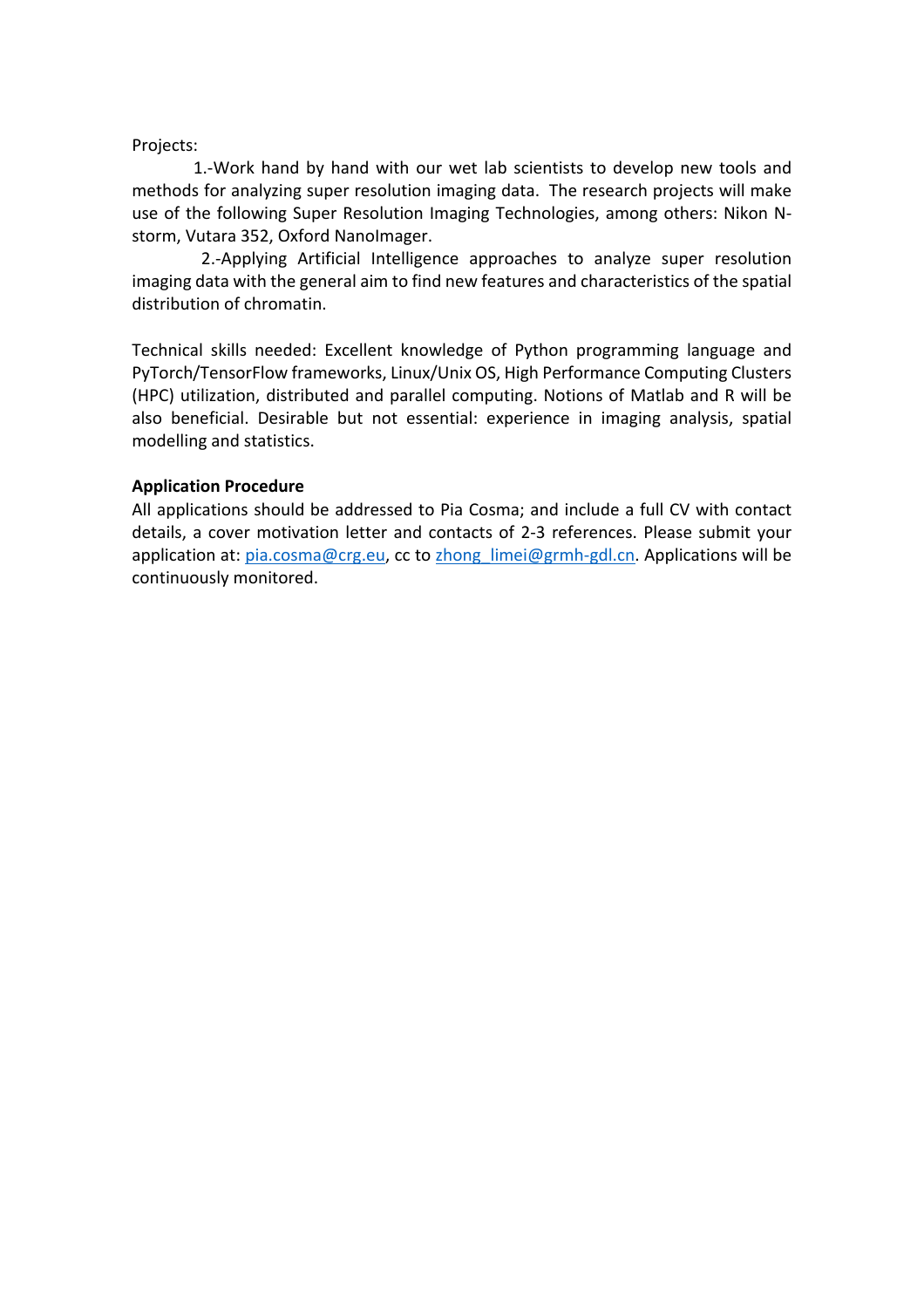Projects:

1.-Work hand by hand with our wet lab scientists to develop new tools and methods for analyzing super resolution imaging data. The research projects will make use of the following Super Resolution Imaging Technologies, among others: Nikon N-storm, Vutara 352, Oxford NanoImager.

2.-Applying Artificial Intelligence approaches to analyze super resolution imaging data with the general aim to find new features and characteristics of the spatial distribution of chromatin.

Technical skills needed: Excellent knowledge of Python programming language and PyTorch/TensorFlow frameworks, Linux/Unix OS, High Performance Computing Clusters (HPC) utilization, distributed and parallel computing. Notions of Matlab and R will be also beneficial. Desirable but not essential: experience in imaging analysis, spatial modelling and statistics.

**Application Procedure**

All applications should be addressed to Pia Cosma; and include a full CV with contact details, a cover motivation letter and contacts of 2-3 references. Please submit your application at: pia.cosma@crg.eu, cc to zhong_limei@grmh-gdl.cn. Applications will be continuously monitored.